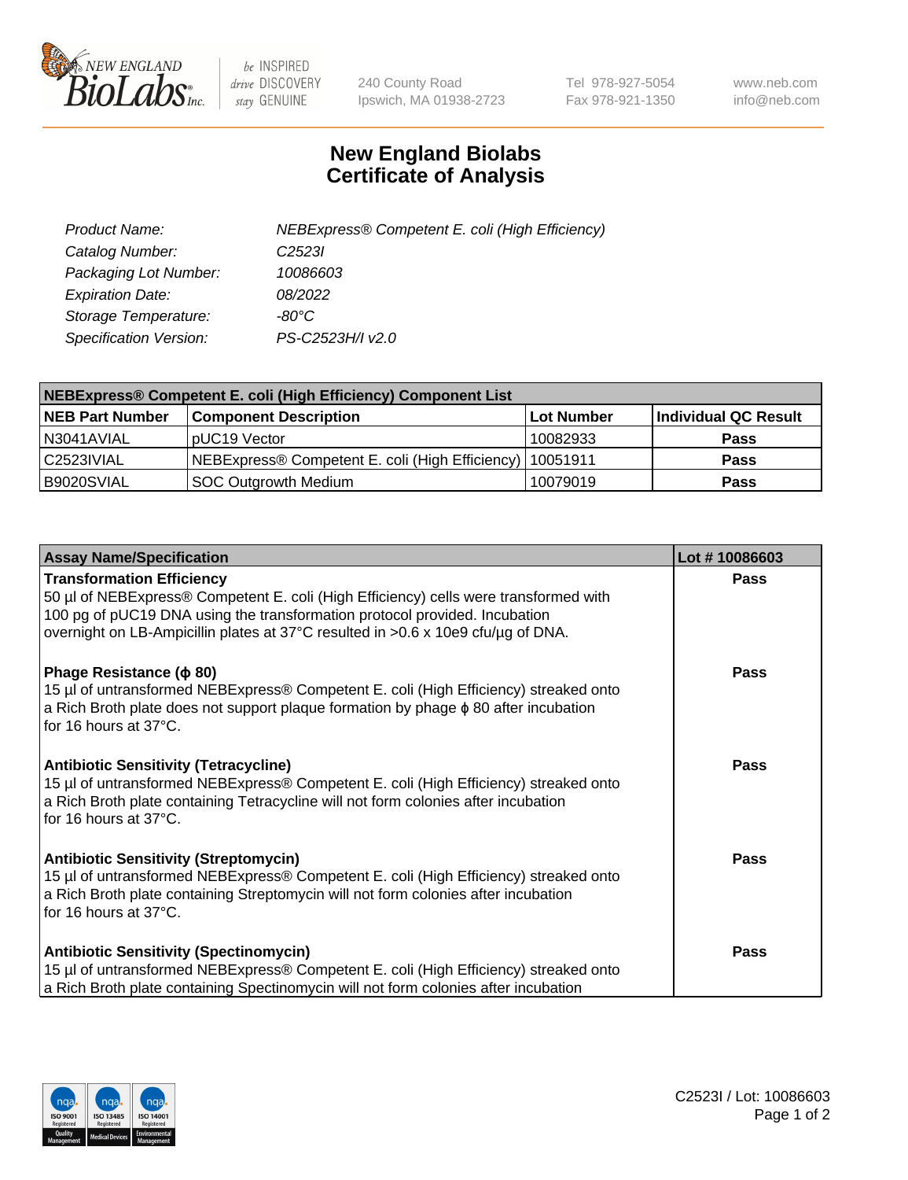# New England Biolabs Certificate of Analysis

| | |
|---|---|
| Product Name: | NEBExpress® Competent E. coli (High Efficiency) |
| Catalog Number: | C2523I |
| Packaging Lot Number: | 10086603 |
| Expiration Date: | 08/2022 |
| Storage Temperature: | -80°C |
| Specification Version: | PS-C2523H/I v2.0 |

| NEBExpress® Competent E. coli (High Efficiency) Component List | | | |
|---|---|---|---|
| **NEB Part Number** | **Component Description** | **Lot Number** | **Individual QC Result** |
| N3041AVIAL | pUC19 Vector | 10082933 | **Pass** |
| C2523IVIAL | NEBExpress® Competent E. coli (High Efficiency) | 10051911 | **Pass** |
| B9020SVIAL | SOC Outgrowth Medium | 10079019 | **Pass** |

| Assay Name/Specification | Lot # 10086603 |
|---|---|
| **Transformation Efficiency**<br>50 µl of NEBExpress® Competent E. coli (High Efficiency) cells were transformed with 100 pg of pUC19 DNA using the transformation protocol provided. Incubation overnight on LB-Ampicillin plates at 37°C resulted in >0.6 x 10e9 cfu/µg of DNA. | **Pass** |
| **Phage Resistance (ϕ 80)**<br>15 µl of untransformed NEBExpress® Competent E. coli (High Efficiency) streaked onto a Rich Broth plate does not support plaque formation by phage ϕ 80 after incubation for 16 hours at 37°C. | **Pass** |
| **Antibiotic Sensitivity (Tetracycline)**<br>15 µl of untransformed NEBExpress® Competent E. coli (High Efficiency) streaked onto a Rich Broth plate containing Tetracycline will not form colonies after incubation for 16 hours at 37°C. | **Pass** |
| **Antibiotic Sensitivity (Streptomycin)**<br>15 µl of untransformed NEBExpress® Competent E. coli (High Efficiency) streaked onto a Rich Broth plate containing Streptomycin will not form colonies after incubation for 16 hours at 37°C. | **Pass** |
| **Antibiotic Sensitivity (Spectinomycin)**<br>15 µl of untransformed NEBExpress® Competent E. coli (High Efficiency) streaked onto a Rich Broth plate containing Spectinomycin will not form colonies after incubation | **Pass** |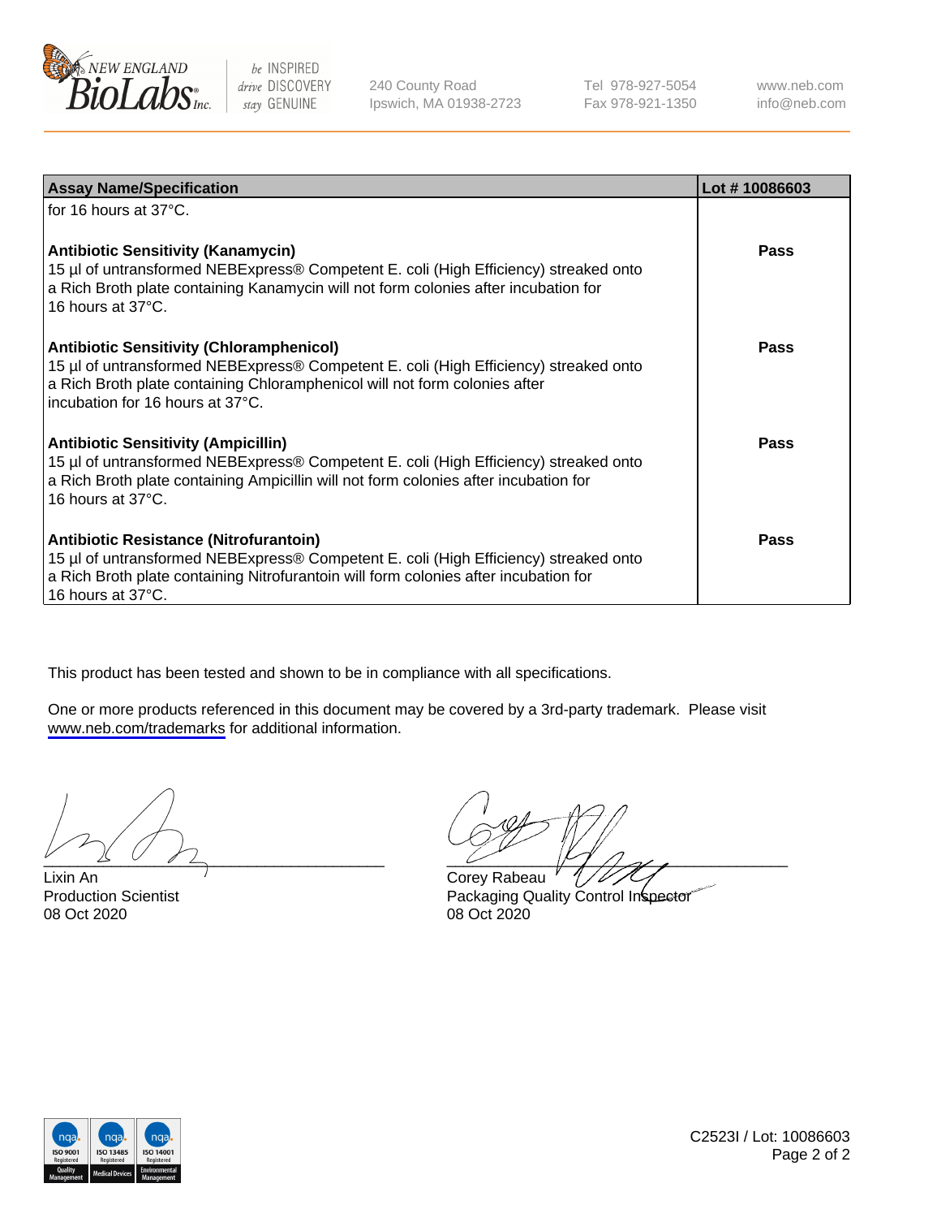| Assay Name/Specification | Lot # 10086603 |
|---|---|
| for 16 hours at 37°C. | |
| **Antibiotic Sensitivity (Kanamycin)**<br>15 µl of untransformed NEBExpress® Competent E. coli (High Efficiency) streaked onto a Rich Broth plate containing Kanamycin will not form colonies after incubation for 16 hours at 37°C. | **Pass** |
| **Antibiotic Sensitivity (Chloramphenicol)**<br>15 µl of untransformed NEBExpress® Competent E. coli (High Efficiency) streaked onto a Rich Broth plate containing Chloramphenicol will not form colonies after incubation for 16 hours at 37°C. | **Pass** |
| **Antibiotic Sensitivity (Ampicillin)**<br>15 µl of untransformed NEBExpress® Competent E. coli (High Efficiency) streaked onto a Rich Broth plate containing Ampicillin will not form colonies after incubation for 16 hours at 37°C. | **Pass** |
| **Antibiotic Resistance (Nitrofurantoin)**<br>15 µl of untransformed NEBExpress® Competent E. coli (High Efficiency) streaked onto a Rich Broth plate containing Nitrofurantoin will form colonies after incubation for 16 hours at 37°C. | **Pass** |

This product has been tested and shown to be in compliance with all specifications.

One or more products referenced in this document may be covered by a 3rd-party trademark. Please visit www.neb.com/trademarks for additional information.

Lixin An
Production Scientist
08 Oct 2020

Corey Rabeau
Packaging Quality Control Inspector
08 Oct 2020

C2523I / Lot: 10086603